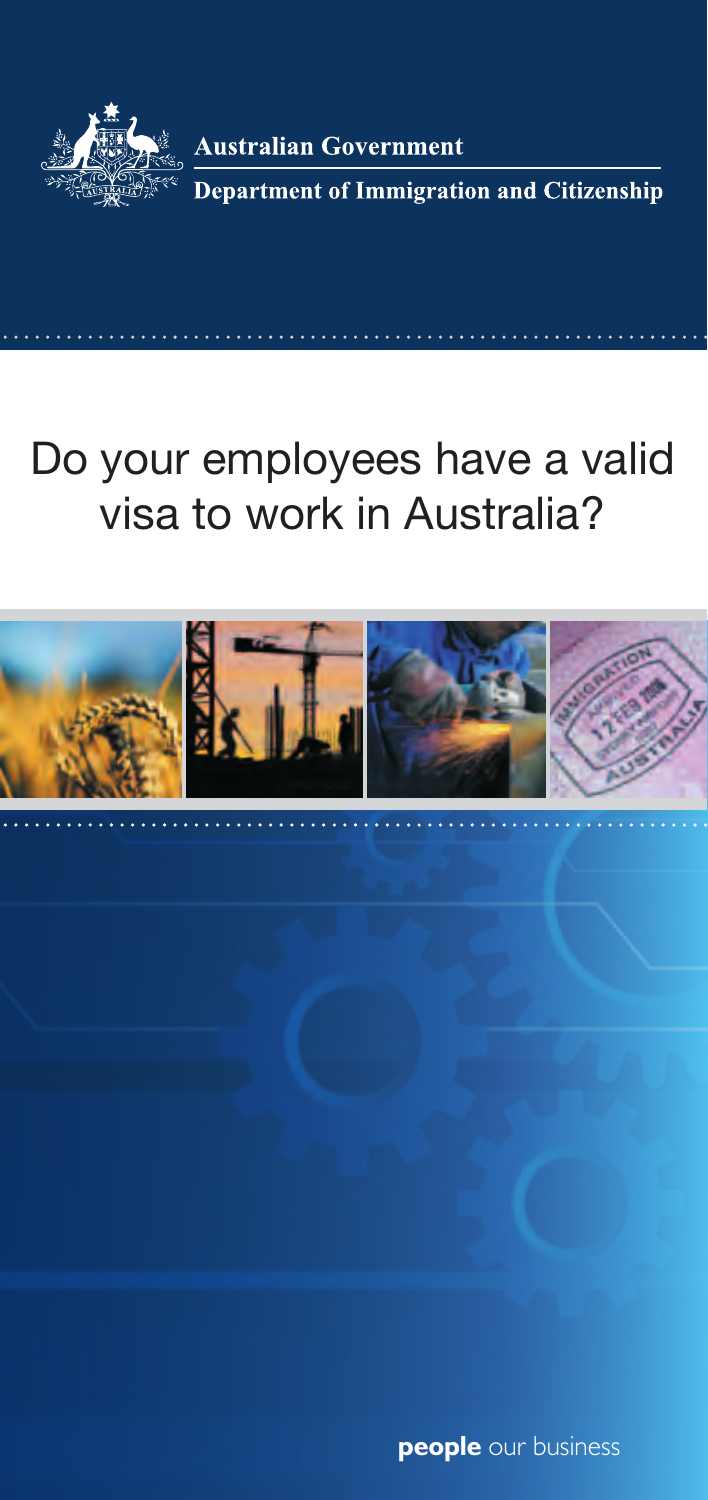Australian Government

Department of Immigration and Citizenship

# Do your employees have a valid visa to work in Australia?

**people** our business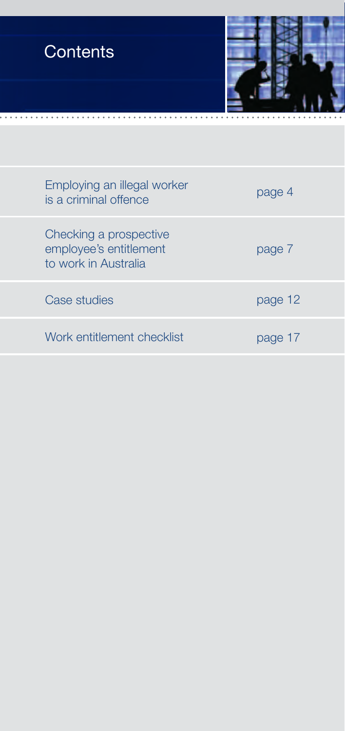# Contents

| | |
|---|---|
| Employing an illegal worker is a criminal offence | page 4 |
| Checking a prospective employee's entitlement to work in Australia | page 7 |
| Case studies | page 12 |
| Work entitlement checklist | page 17 |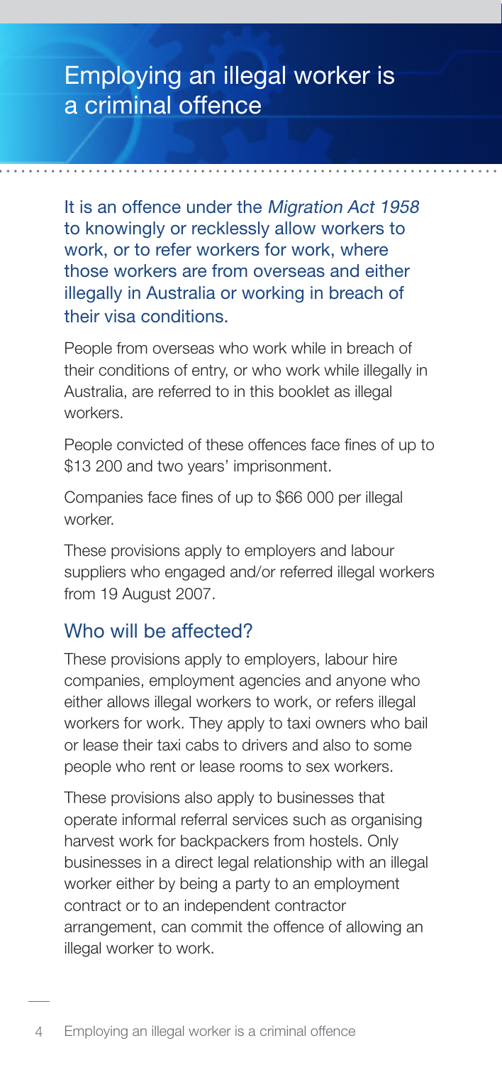# Employing an illegal worker is a criminal offence

It is an offence under the *Migration Act 1958* to knowingly or recklessly allow workers to work, or to refer workers for work, where those workers are from overseas and either illegally in Australia or working in breach of their visa conditions.

People from overseas who work while in breach of their conditions of entry, or who work while illegally in Australia, are referred to in this booklet as illegal workers.

People convicted of these offences face fines of up to $13 200 and two years' imprisonment.

Companies face fines of up to $66 000 per illegal worker.

These provisions apply to employers and labour suppliers who engaged and/or referred illegal workers from 19 August 2007.

## Who will be affected?

These provisions apply to employers, labour hire companies, employment agencies and anyone who either allows illegal workers to work, or refers illegal workers for work. They apply to taxi owners who bail or lease their taxi cabs to drivers and also to some people who rent or lease rooms to sex workers.

These provisions also apply to businesses that operate informal referral services such as organising harvest work for backpackers from hostels. Only businesses in a direct legal relationship with an illegal worker either by being a party to an employment contract or to an independent contractor arrangement, can commit the offence of allowing an illegal worker to work.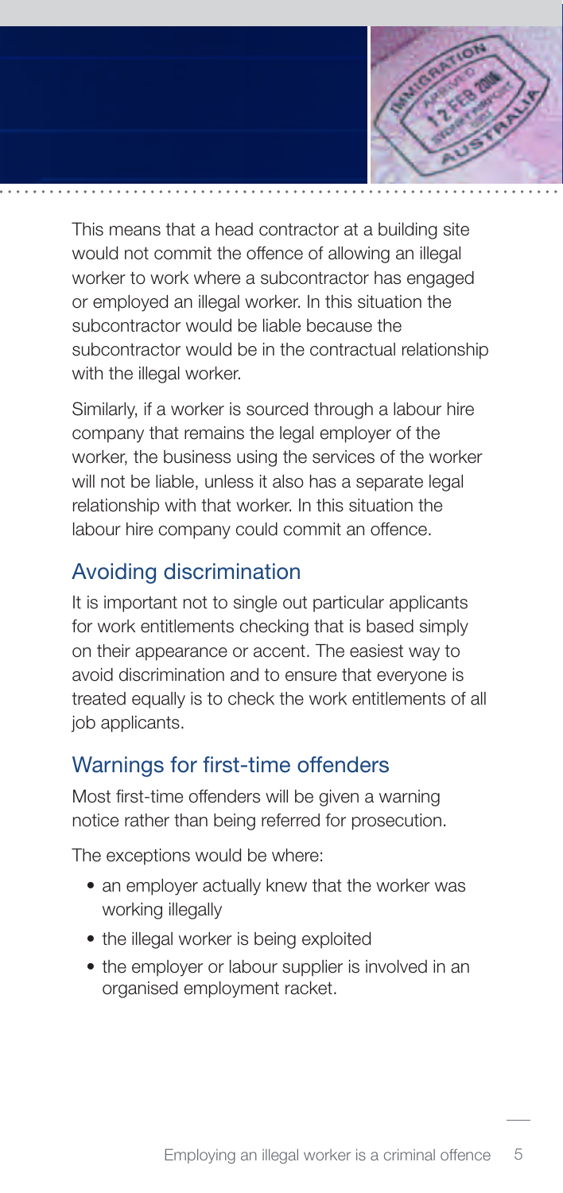This means that a head contractor at a building site would not commit the offence of allowing an illegal worker to work where a subcontractor has engaged or employed an illegal worker. In this situation the subcontractor would be liable because the subcontractor would be in the contractual relationship with the illegal worker.

Similarly, if a worker is sourced through a labour hire company that remains the legal employer of the worker, the business using the services of the worker will not be liable, unless it also has a separate legal relationship with that worker. In this situation the labour hire company could commit an offence.

## Avoiding discrimination

It is important not to single out particular applicants for work entitlements checking that is based simply on their appearance or accent. The easiest way to avoid discrimination and to ensure that everyone is treated equally is to check the work entitlements of all job applicants.

## Warnings for first-time offenders

Most first-time offenders will be given a warning notice rather than being referred for prosecution.

The exceptions would be where:

- an employer actually knew that the worker was working illegally
- the illegal worker is being exploited
- the employer or labour supplier is involved in an organised employment racket.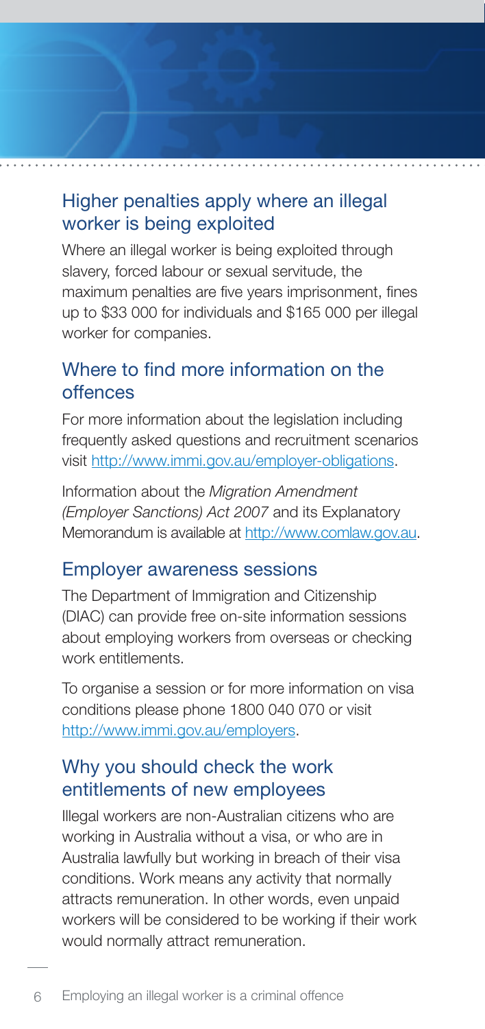## Higher penalties apply where an illegal worker is being exploited

Where an illegal worker is being exploited through slavery, forced labour or sexual servitude, the maximum penalties are five years imprisonment, fines up to $33 000 for individuals and $165 000 per illegal worker for companies.

## Where to find more information on the offences

For more information about the legislation including frequently asked questions and recruitment scenarios visit http://www.immi.gov.au/employer-obligations.

Information about the *Migration Amendment (Employer Sanctions) Act 2007* and its Explanatory Memorandum is available at http://www.comlaw.gov.au.

## Employer awareness sessions

The Department of Immigration and Citizenship (DIAC) can provide free on-site information sessions about employing workers from overseas or checking work entitlements.

To organise a session or for more information on visa conditions please phone 1800 040 070 or visit http://www.immi.gov.au/employers.

## Why you should check the work entitlements of new employees

Illegal workers are non-Australian citizens who are working in Australia without a visa, or who are in Australia lawfully but working in breach of their visa conditions. Work means any activity that normally attracts remuneration. In other words, even unpaid workers will be considered to be working if their work would normally attract remuneration.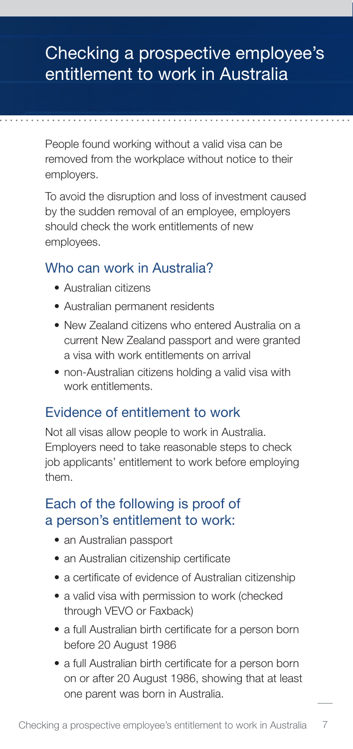# Checking a prospective employee's entitlement to work in Australia

People found working without a valid visa can be removed from the workplace without notice to their employers.

To avoid the disruption and loss of investment caused by the sudden removal of an employee, employers should check the work entitlements of new employees.

## Who can work in Australia?

- Australian citizens
- Australian permanent residents
- New Zealand citizens who entered Australia on a current New Zealand passport and were granted a visa with work entitlements on arrival
- non-Australian citizens holding a valid visa with work entitlements.

## Evidence of entitlement to work

Not all visas allow people to work in Australia. Employers need to take reasonable steps to check job applicants' entitlement to work before employing them.

## Each of the following is proof of a person's entitlement to work:

- an Australian passport
- an Australian citizenship certificate
- a certificate of evidence of Australian citizenship
- a valid visa with permission to work (checked through VEVO or Faxback)
- a full Australian birth certificate for a person born before 20 August 1986
- a full Australian birth certificate for a person born on or after 20 August 1986, showing that at least one parent was born in Australia.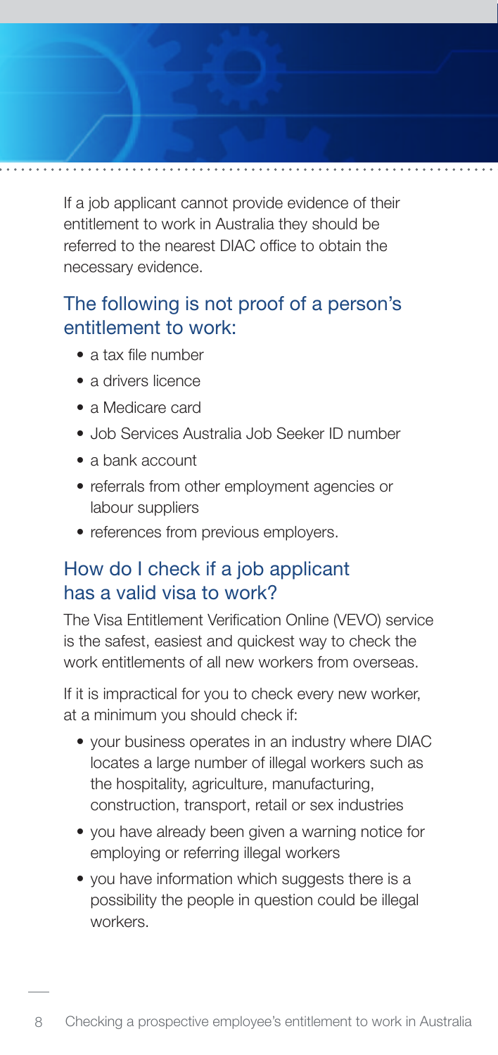If a job applicant cannot provide evidence of their entitlement to work in Australia they should be referred to the nearest DIAC office to obtain the necessary evidence.

## The following is not proof of a person's entitlement to work:

- a tax file number
- a drivers licence
- a Medicare card
- Job Services Australia Job Seeker ID number
- a bank account
- referrals from other employment agencies or labour suppliers
- references from previous employers.

## How do I check if a job applicant has a valid visa to work?

The Visa Entitlement Verification Online (VEVO) service is the safest, easiest and quickest way to check the work entitlements of all new workers from overseas.

If it is impractical for you to check every new worker, at a minimum you should check if:

- your business operates in an industry where DIAC locates a large number of illegal workers such as the hospitality, agriculture, manufacturing, construction, transport, retail or sex industries
- you have already been given a warning notice for employing or referring illegal workers
- you have information which suggests there is a possibility the people in question could be illegal workers.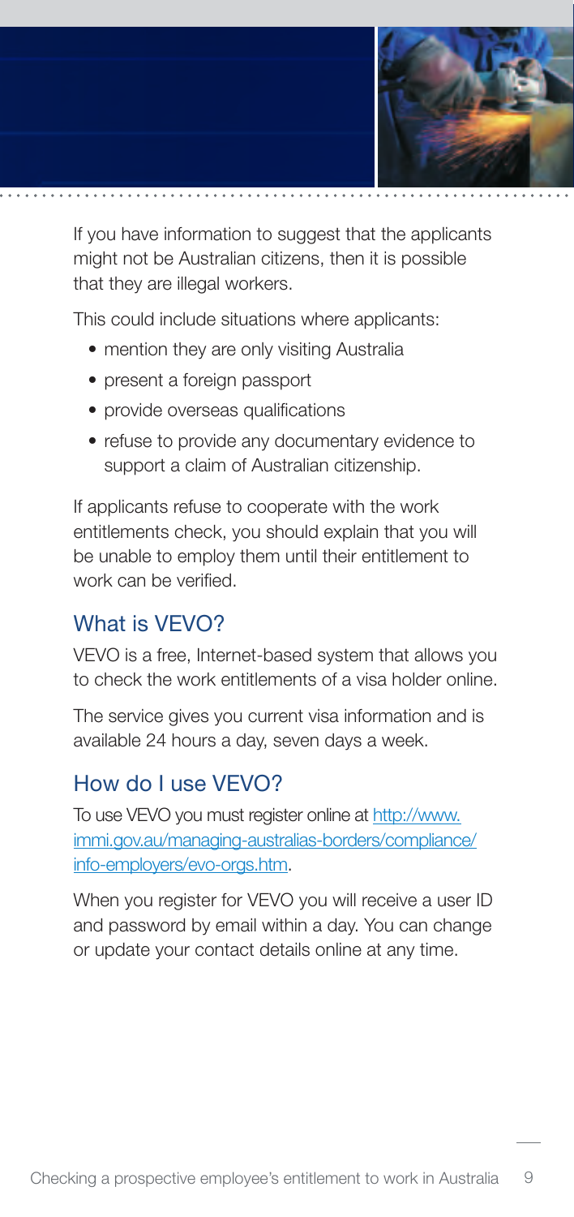If you have information to suggest that the applicants might not be Australian citizens, then it is possible that they are illegal workers.

This could include situations where applicants:

- mention they are only visiting Australia
- present a foreign passport
- provide overseas qualifications
- refuse to provide any documentary evidence to support a claim of Australian citizenship.

If applicants refuse to cooperate with the work entitlements check, you should explain that you will be unable to employ them until their entitlement to work can be verified.

## What is VEVO?

VEVO is a free, Internet-based system that allows you to check the work entitlements of a visa holder online.

The service gives you current visa information and is available 24 hours a day, seven days a week.

## How do I use VEVO?

To use VEVO you must register online at [http://www.immi.gov.au/managing-australias-borders/compliance/info-employers/evo-orgs.htm](http://www.immi.gov.au/managing-australias-borders/compliance/info-employers/evo-orgs.htm).

When you register for VEVO you will receive a user ID and password by email within a day. You can change or update your contact details online at any time.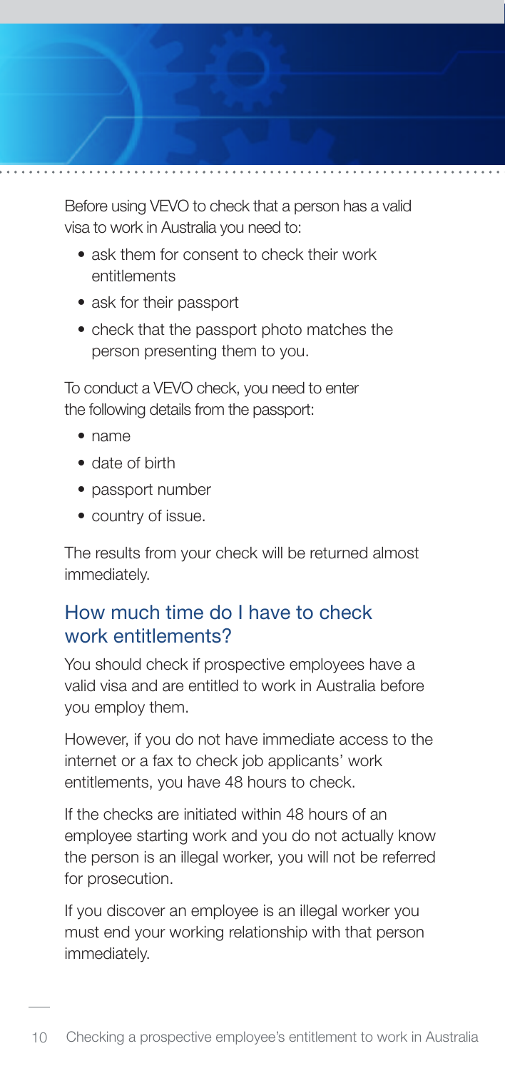Before using VEVO to check that a person has a valid visa to work in Australia you need to:

- ask them for consent to check their work entitlements
- ask for their passport
- check that the passport photo matches the person presenting them to you.

To conduct a VEVO check, you need to enter the following details from the passport:

- name
- date of birth
- passport number
- country of issue.

The results from your check will be returned almost immediately.

## How much time do I have to check work entitlements?

You should check if prospective employees have a valid visa and are entitled to work in Australia before you employ them.

However, if you do not have immediate access to the internet or a fax to check job applicants' work entitlements, you have 48 hours to check.

If the checks are initiated within 48 hours of an employee starting work and you do not actually know the person is an illegal worker, you will not be referred for prosecution.

If you discover an employee is an illegal worker you must end your working relationship with that person immediately.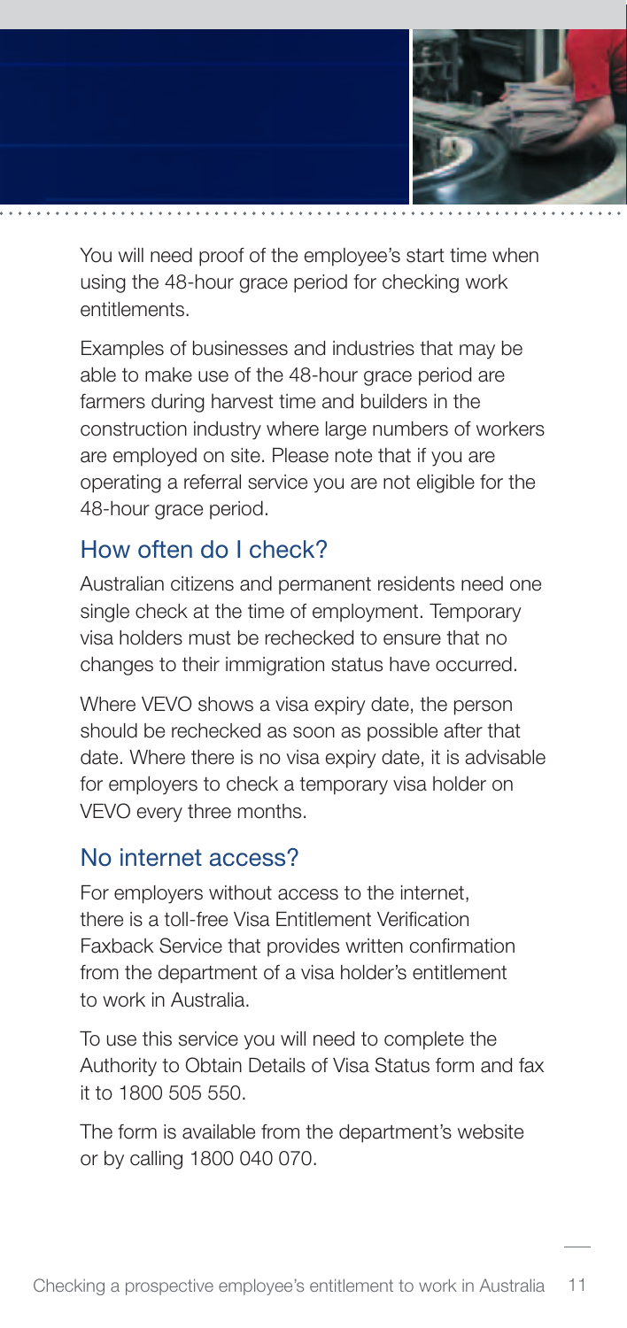You will need proof of the employee's start time when using the 48-hour grace period for checking work entitlements.

Examples of businesses and industries that may be able to make use of the 48-hour grace period are farmers during harvest time and builders in the construction industry where large numbers of workers are employed on site. Please note that if you are operating a referral service you are not eligible for the 48-hour grace period.

## How often do I check?

Australian citizens and permanent residents need one single check at the time of employment. Temporary visa holders must be rechecked to ensure that no changes to their immigration status have occurred.

Where VEVO shows a visa expiry date, the person should be rechecked as soon as possible after that date. Where there is no visa expiry date, it is advisable for employers to check a temporary visa holder on VEVO every three months.

## No internet access?

For employers without access to the internet, there is a toll-free Visa Entitlement Verification Faxback Service that provides written confirmation from the department of a visa holder's entitlement to work in Australia.

To use this service you will need to complete the Authority to Obtain Details of Visa Status form and fax it to 1800 505 550.

The form is available from the department's website or by calling 1800 040 070.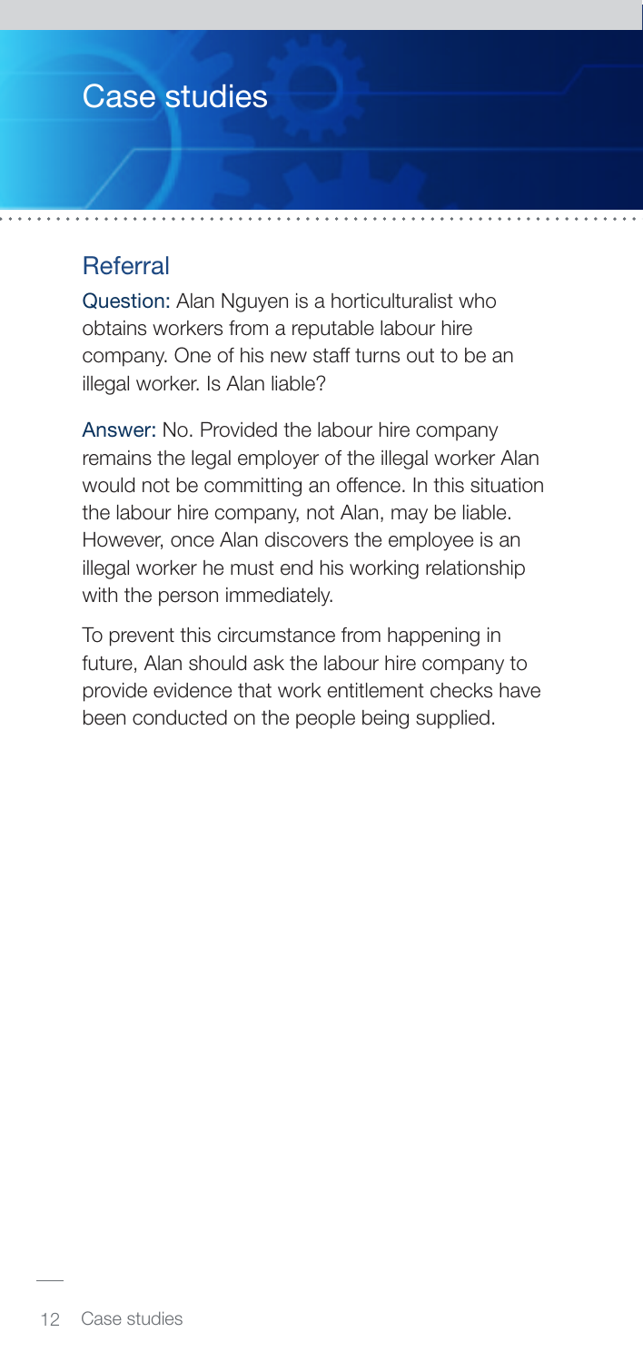# Case studies

## Referral

**Question:** Alan Nguyen is a horticulturalist who obtains workers from a reputable labour hire company. One of his new staff turns out to be an illegal worker. Is Alan liable?

**Answer:** No. Provided the labour hire company remains the legal employer of the illegal worker Alan would not be committing an offence. In this situation the labour hire company, not Alan, may be liable. However, once Alan discovers the employee is an illegal worker he must end his working relationship with the person immediately.

To prevent this circumstance from happening in future, Alan should ask the labour hire company to provide evidence that work entitlement checks have been conducted on the people being supplied.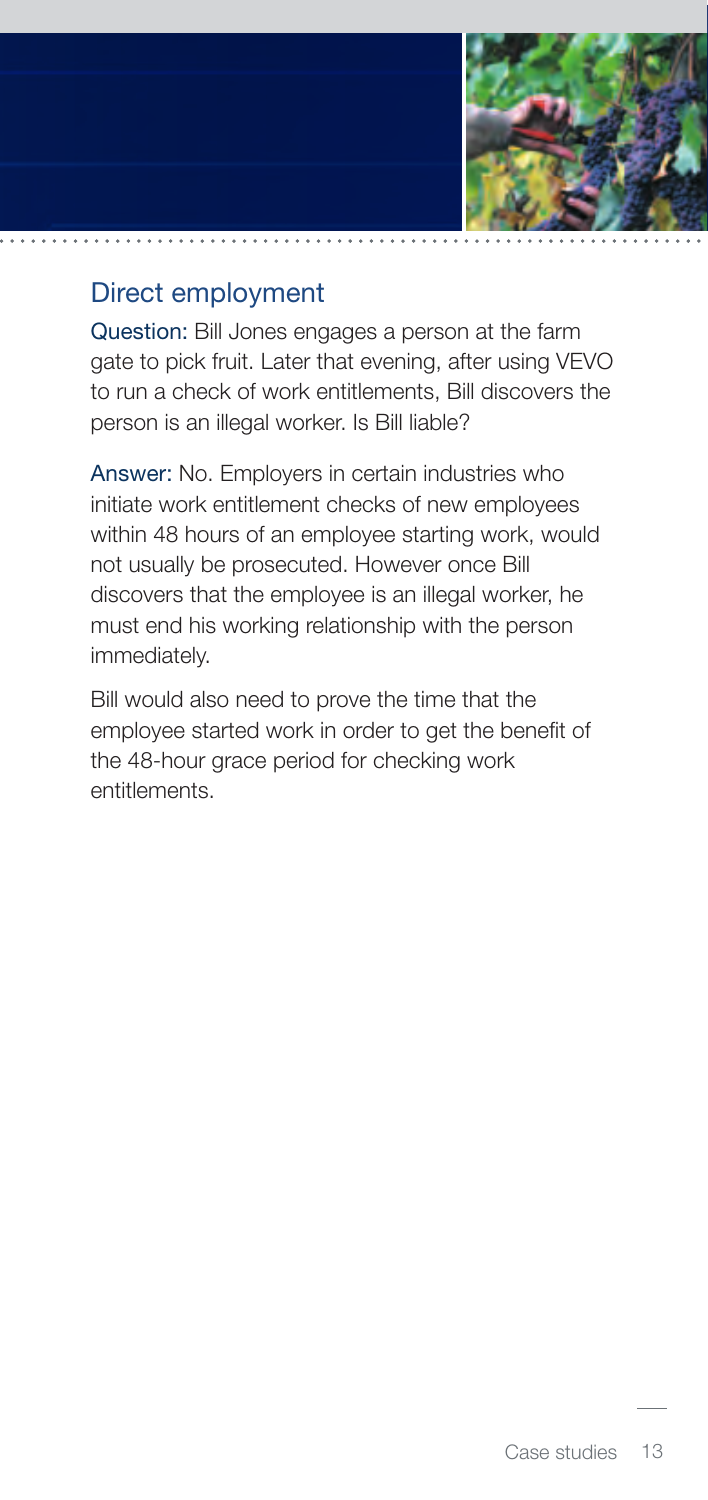## Direct employment

**Question:** Bill Jones engages a person at the farm gate to pick fruit. Later that evening, after using VEVO to run a check of work entitlements, Bill discovers the person is an illegal worker. Is Bill liable?

**Answer:** No. Employers in certain industries who initiate work entitlement checks of new employees within 48 hours of an employee starting work, would not usually be prosecuted. However once Bill discovers that the employee is an illegal worker, he must end his working relationship with the person immediately.

Bill would also need to prove the time that the employee started work in order to get the benefit of the 48-hour grace period for checking work entitlements.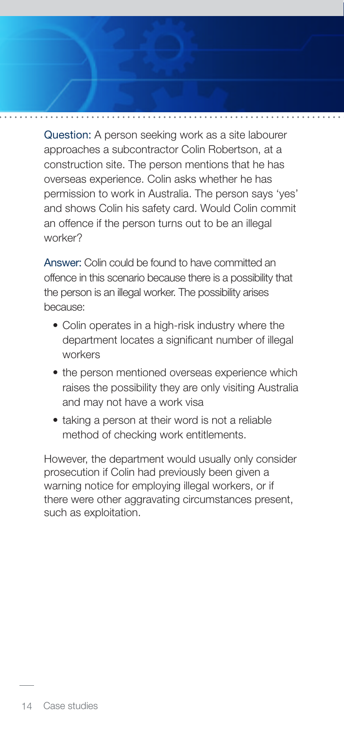**Question:** A person seeking work as a site labourer approaches a subcontractor Colin Robertson, at a construction site. The person mentions that he has overseas experience. Colin asks whether he has permission to work in Australia. The person says 'yes' and shows Colin his safety card. Would Colin commit an offence if the person turns out to be an illegal worker?

**Answer:** Colin could be found to have committed an offence in this scenario because there is a possibility that the person is an illegal worker. The possibility arises because:

- Colin operates in a high-risk industry where the department locates a significant number of illegal workers
- the person mentioned overseas experience which raises the possibility they are only visiting Australia and may not have a work visa
- taking a person at their word is not a reliable method of checking work entitlements.

However, the department would usually only consider prosecution if Colin had previously been given a warning notice for employing illegal workers, or if there were other aggravating circumstances present, such as exploitation.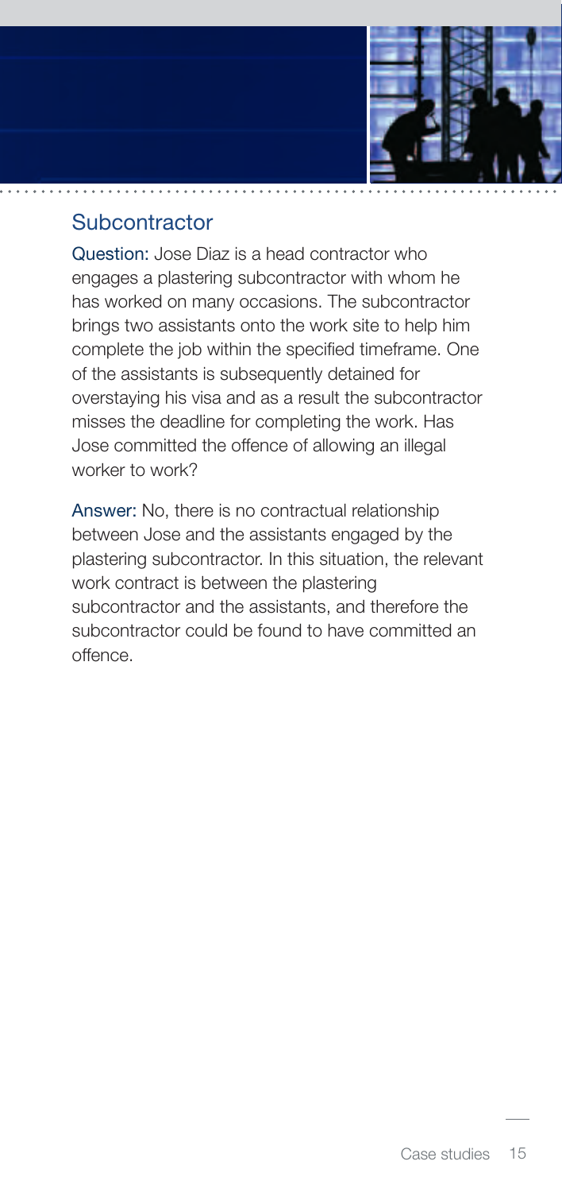## Subcontractor

**Question:** Jose Diaz is a head contractor who engages a plastering subcontractor with whom he has worked on many occasions. The subcontractor brings two assistants onto the work site to help him complete the job within the specified timeframe. One of the assistants is subsequently detained for overstaying his visa and as a result the subcontractor misses the deadline for completing the work. Has Jose committed the offence of allowing an illegal worker to work?

**Answer:** No, there is no contractual relationship between Jose and the assistants engaged by the plastering subcontractor. In this situation, the relevant work contract is between the plastering subcontractor and the assistants, and therefore the subcontractor could be found to have committed an offence.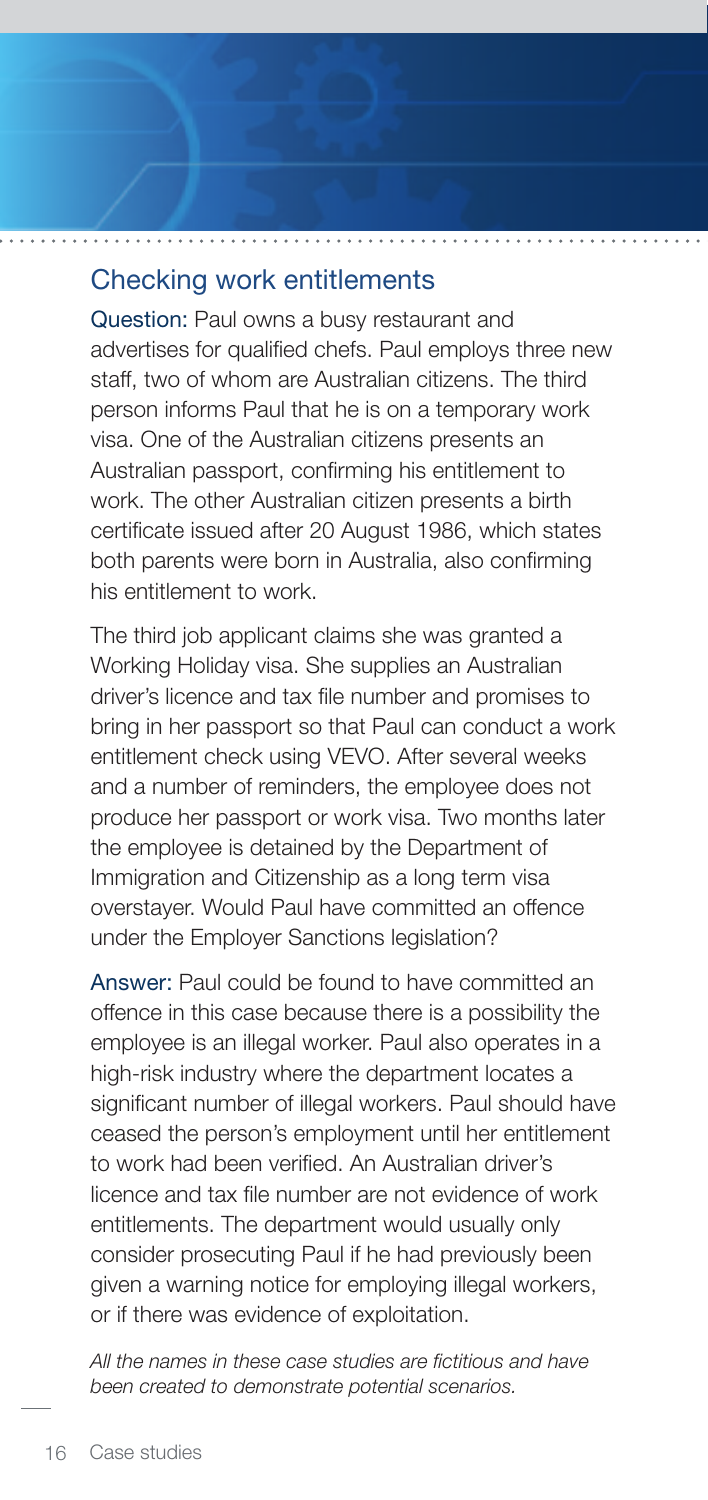## Checking work entitlements

**Question:** Paul owns a busy restaurant and advertises for qualified chefs. Paul employs three new staff, two of whom are Australian citizens. The third person informs Paul that he is on a temporary work visa. One of the Australian citizens presents an Australian passport, confirming his entitlement to work. The other Australian citizen presents a birth certificate issued after 20 August 1986, which states both parents were born in Australia, also confirming his entitlement to work.

The third job applicant claims she was granted a Working Holiday visa. She supplies an Australian driver's licence and tax file number and promises to bring in her passport so that Paul can conduct a work entitlement check using VEVO. After several weeks and a number of reminders, the employee does not produce her passport or work visa. Two months later the employee is detained by the Department of Immigration and Citizenship as a long term visa overstayer. Would Paul have committed an offence under the Employer Sanctions legislation?

**Answer:** Paul could be found to have committed an offence in this case because there is a possibility the employee is an illegal worker. Paul also operates in a high-risk industry where the department locates a significant number of illegal workers. Paul should have ceased the person's employment until her entitlement to work had been verified. An Australian driver's licence and tax file number are not evidence of work entitlements. The department would usually only consider prosecuting Paul if he had previously been given a warning notice for employing illegal workers, or if there was evidence of exploitation.

*All the names in these case studies are fictitious and have been created to demonstrate potential scenarios.*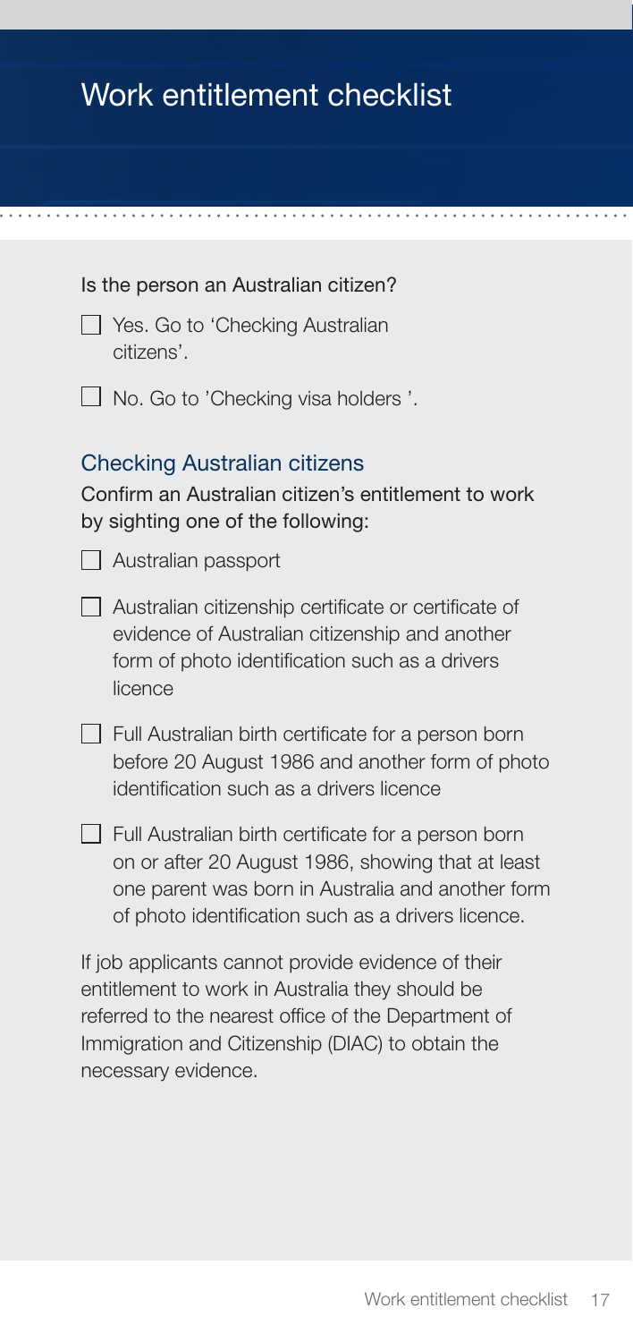# Work entitlement checklist

Is the person an Australian citizen?

- [ ] Yes. Go to 'Checking Australian citizens'.
- [ ] No. Go to 'Checking visa holders '.

## Checking Australian citizens

Confirm an Australian citizen's entitlement to work by sighting one of the following:

- [ ] Australian passport
- [ ] Australian citizenship certificate or certificate of evidence of Australian citizenship and another form of photo identification such as a drivers licence
- [ ] Full Australian birth certificate for a person born before 20 August 1986 and another form of photo identification such as a drivers licence
- [ ] Full Australian birth certificate for a person born on or after 20 August 1986, showing that at least one parent was born in Australia and another form of photo identification such as a drivers licence.

If job applicants cannot provide evidence of their entitlement to work in Australia they should be referred to the nearest office of the Department of Immigration and Citizenship (DIAC) to obtain the necessary evidence.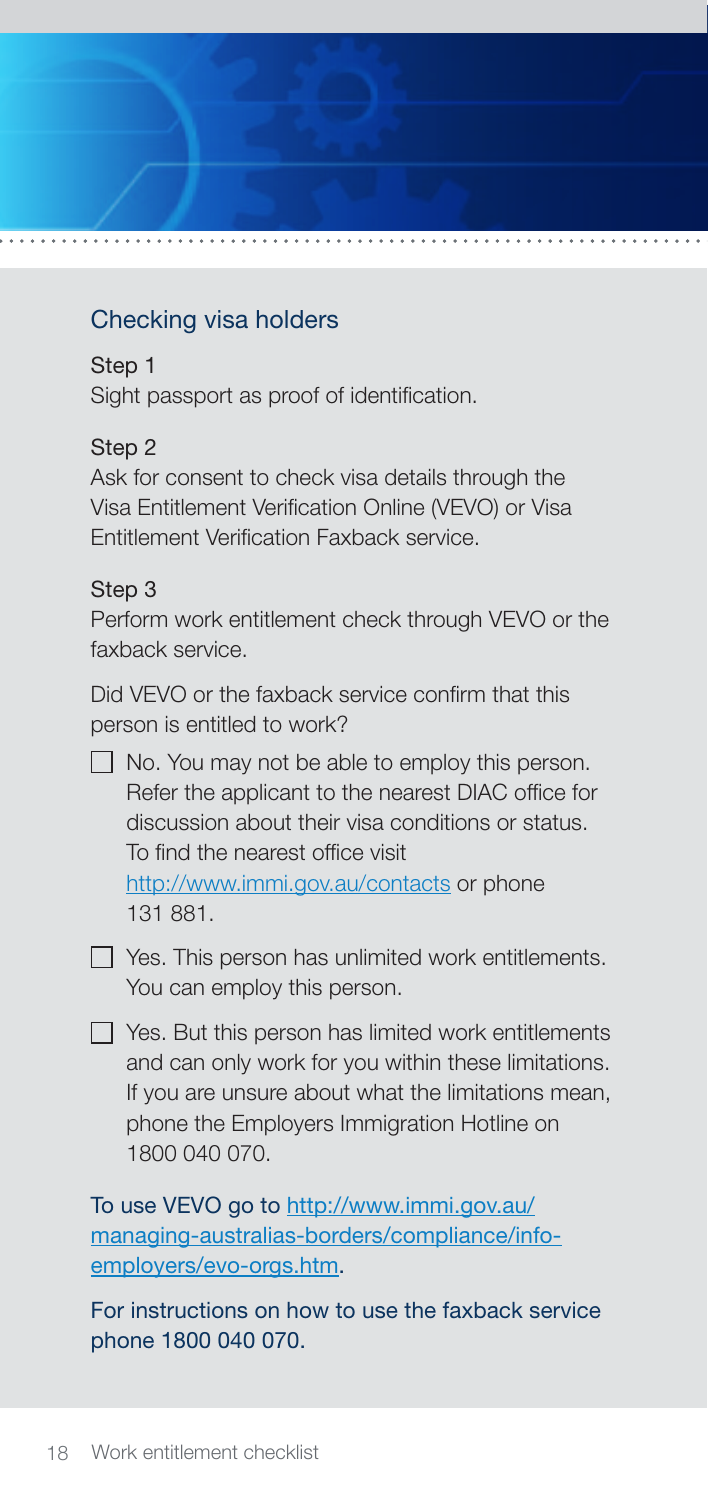## Checking visa holders

**Step 1**
Sight passport as proof of identification.

**Step 2**
Ask for consent to check visa details through the Visa Entitlement Verification Online (VEVO) or Visa Entitlement Verification Faxback service.

**Step 3**
Perform work entitlement check through VEVO or the faxback service.

Did VEVO or the faxback service confirm that this person is entitled to work?

- [ ] No. You may not be able to employ this person. Refer the applicant to the nearest DIAC office for discussion about their visa conditions or status. To find the nearest office visit http://www.immi.gov.au/contacts or phone 131 881.
- [ ] Yes. This person has unlimited work entitlements. You can employ this person.
- [ ] Yes. But this person has limited work entitlements and can only work for you within these limitations. If you are unsure about what the limitations mean, phone the Employers Immigration Hotline on 1800 040 070.

To use VEVO go to http://www.immi.gov.au/managing-australias-borders/compliance/info-employers/evo-orgs.htm.

For instructions on how to use the faxback service phone 1800 040 070.